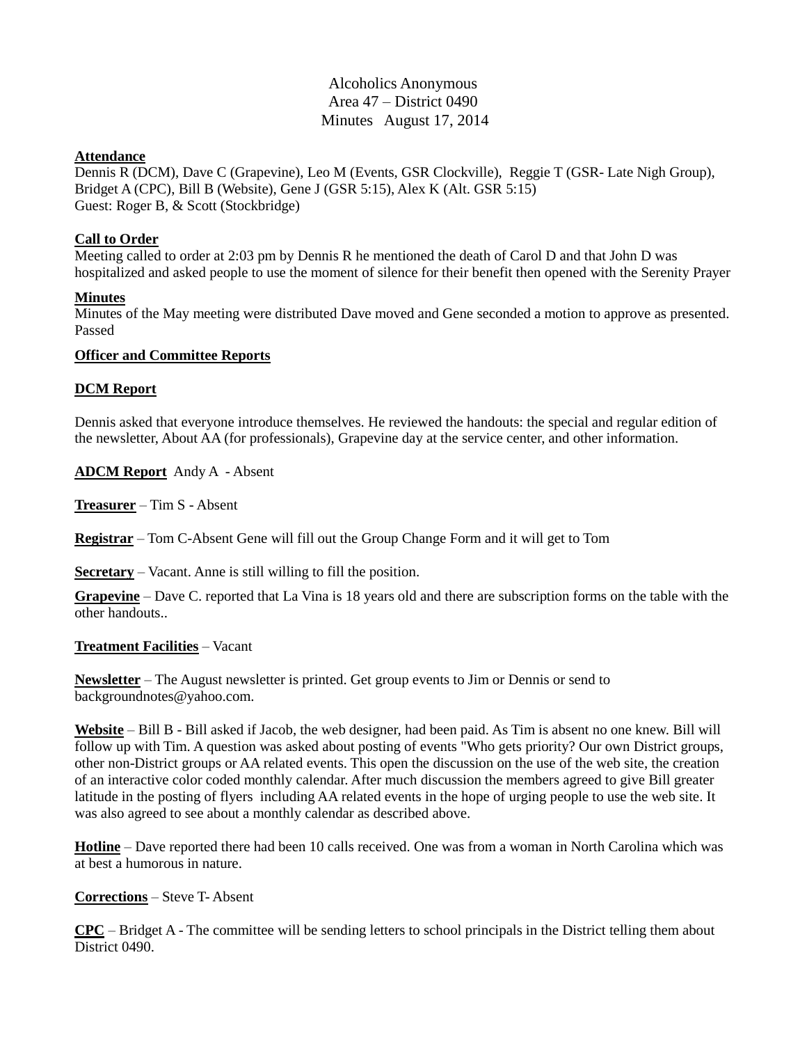# Alcoholics Anonymous
## Area 47 – District 0490
## Minutes August 17, 2014

**Attendance**

Dennis R (DCM), Dave C (Grapevine), Leo M (Events, GSR Clockville), Reggie T (GSR- Late Nigh Group), Bridget A (CPC), Bill B (Website), Gene J (GSR 5:15), Alex K (Alt. GSR 5:15)
Guest: Roger B, & Scott (Stockbridge)

**Call to Order**

Meeting called to order at 2:03 pm by Dennis R he mentioned the death of Carol D and that John D was hospitalized and asked people to use the moment of silence for their benefit then opened with the Serenity Prayer

**Minutes**

Minutes of the May meeting were distributed Dave moved and Gene seconded a motion to approve as presented. Passed

**Officer and Committee Reports**

**DCM Report**

Dennis asked that everyone introduce themselves. He reviewed the handouts: the special and regular edition of the newsletter, About AA (for professionals), Grapevine day at the service center, and other information.

**ADCM Report** Andy A - Absent

**Treasurer** – Tim S - Absent

**Registrar** – Tom C-Absent Gene will fill out the Group Change Form and it will get to Tom

**Secretary** – Vacant. Anne is still willing to fill the position.

**Grapevine** – Dave C. reported that La Vina is 18 years old and there are subscription forms on the table with the other handouts..

**Treatment Facilities** – Vacant

**Newsletter** – The August newsletter is printed. Get group events to Jim or Dennis or send to backgroundnotes@yahoo.com.

**Website** – Bill B - Bill asked if Jacob, the web designer, had been paid. As Tim is absent no one knew. Bill will follow up with Tim. A question was asked about posting of events "Who gets priority? Our own District groups, other non-District groups or AA related events. This open the discussion on the use of the web site, the creation of an interactive color coded monthly calendar. After much discussion the members agreed to give Bill greater latitude in the posting of flyers including AA related events in the hope of urging people to use the web site. It was also agreed to see about a monthly calendar as described above.

**Hotline** – Dave reported there had been 10 calls received. One was from a woman in North Carolina which was at best a humorous in nature.

**Corrections** – Steve T- Absent

**CPC** – Bridget A - The committee will be sending letters to school principals in the District telling them about District 0490.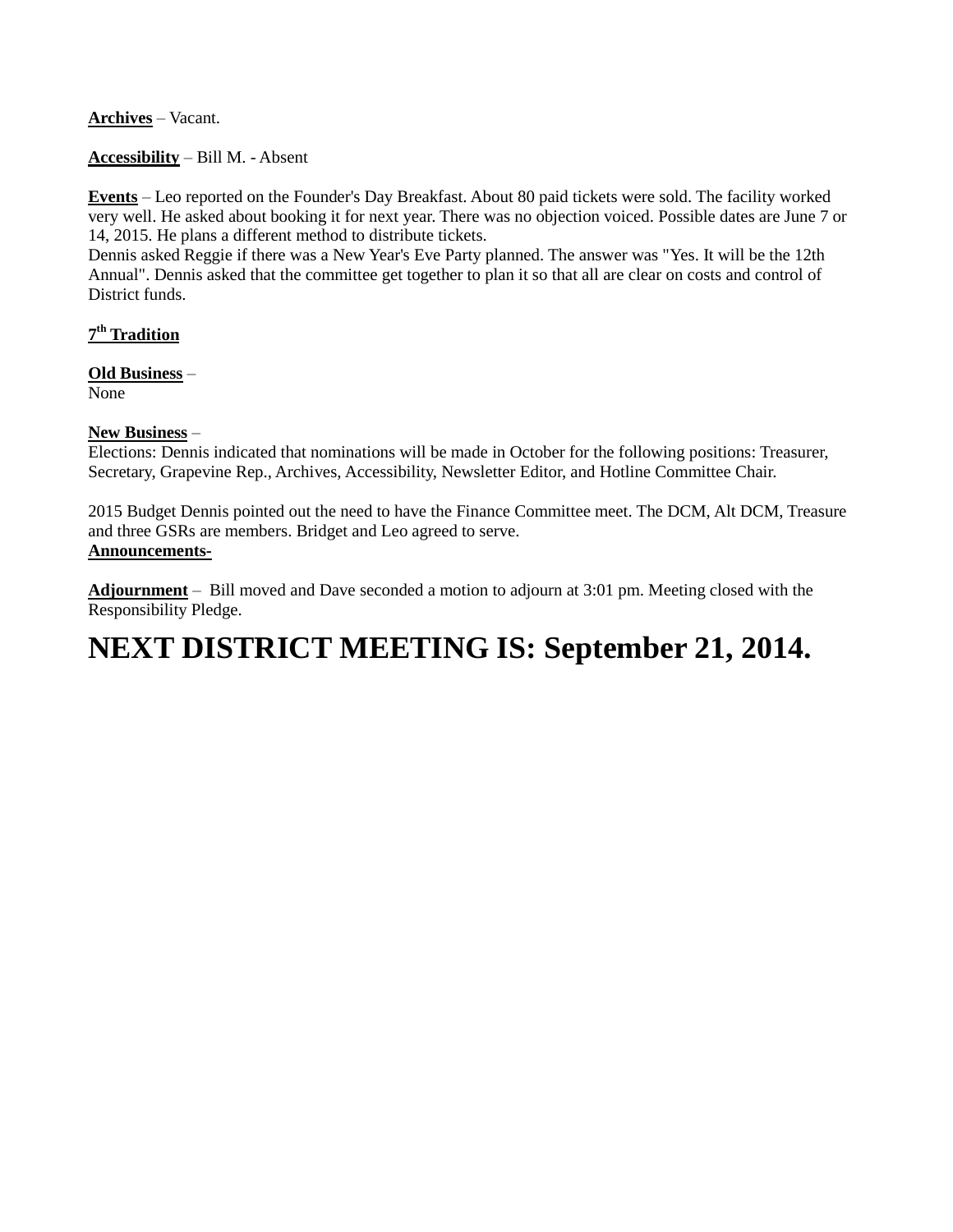**Archives** – Vacant.

**Accessibility** – Bill M. - Absent

**Events** – Leo reported on the Founder's Day Breakfast. About 80 paid tickets were sold. The facility worked very well. He asked about booking it for next year. There was no objection voiced. Possible dates are June 7 or 14, 2015. He plans a different method to distribute tickets.
Dennis asked Reggie if there was a New Year's Eve Party planned. The answer was "Yes. It will be the 12th Annual". Dennis asked that the committee get together to plan it so that all are clear on costs and control of District funds.

**7th Tradition**

**Old Business** –
None

**New Business** –
Elections: Dennis indicated that nominations will be made in October for the following positions: Treasurer, Secretary, Grapevine Rep., Archives, Accessibility, Newsletter Editor, and Hotline Committee Chair.

2015 Budget Dennis pointed out the need to have the Finance Committee meet. The DCM, Alt DCM, Treasure and three GSRs are members. Bridget and Leo agreed to serve.
**Announcements-**

**Adjournment** – Bill moved and Dave seconded a motion to adjourn at 3:01 pm. Meeting closed with the Responsibility Pledge.

# NEXT DISTRICT MEETING IS: September 21, 2014.